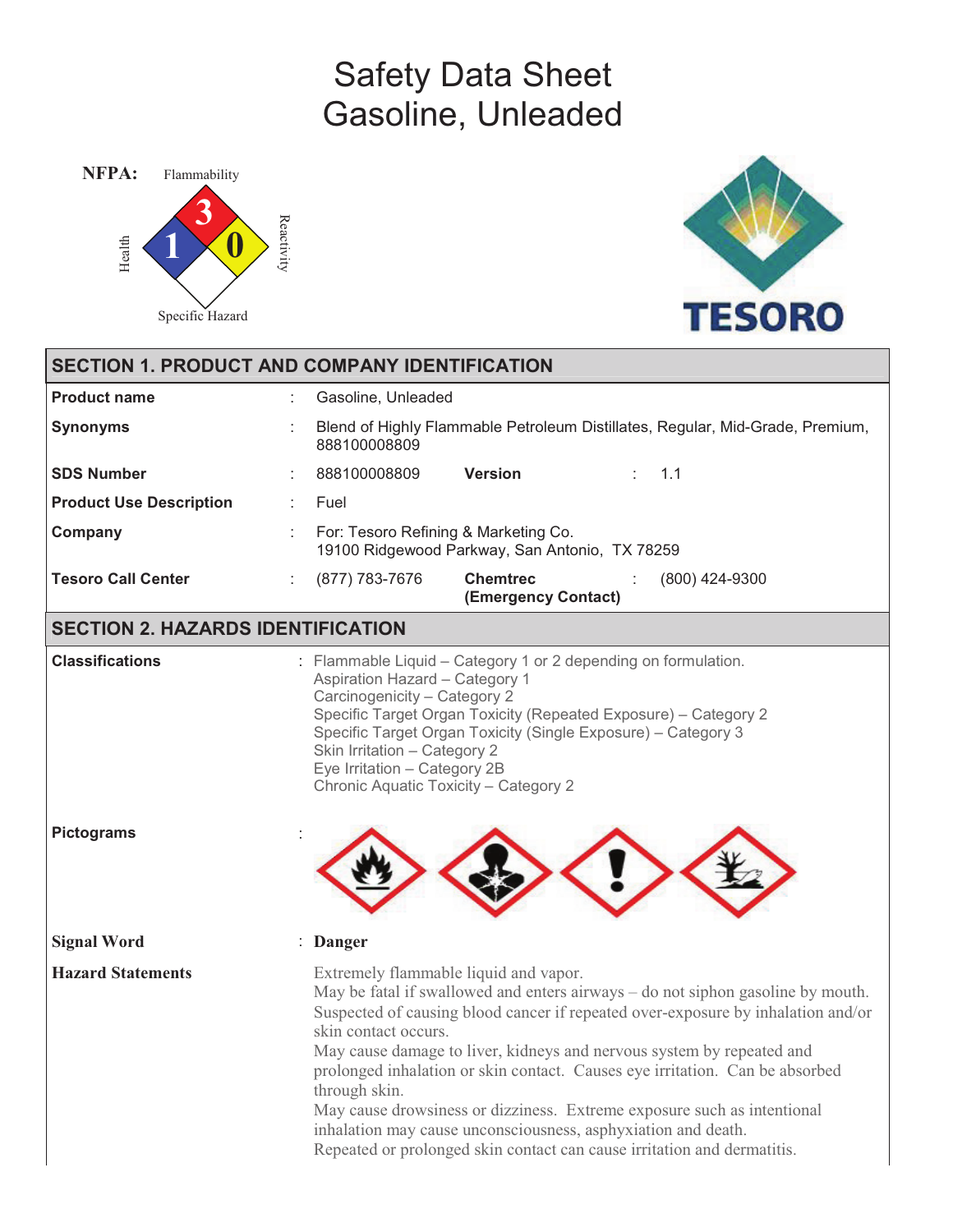# Safety Data Sheet
# Gasoline, Unleaded

NFPA: Flammability 3, Health 1, Reactivity 0, Specific Hazard

TESORO

## SECTION 1. PRODUCT AND COMPANY IDENTIFICATION

| | | |
|---|---|---|
| **Product name** | : | Gasoline, Unleaded |
| **Synonyms** | : | Blend of Highly Flammable Petroleum Distillates, Regular, Mid-Grade, Premium, 888100008809 |
| **SDS Number** | : | 888100008809 **Version** : 1.1 |
| **Product Use Description** | : | Fuel |
| **Company** | : | For: Tesoro Refining & Marketing Co.<br>19100 Ridgewood Parkway, San Antonio, TX 78259 |
| **Tesoro Call Center** | : | (877) 783-7676 **Chemtrec (Emergency Contact)** : (800) 424-9300 |

## SECTION 2. HAZARDS IDENTIFICATION

**Classifications** : Flammable Liquid – Category 1 or 2 depending on formulation.
Aspiration Hazard – Category 1
Carcinogenicity – Category 2
Specific Target Organ Toxicity (Repeated Exposure) – Category 2
Specific Target Organ Toxicity (Single Exposure) – Category 3
Skin Irritation – Category 2
Eye Irritation – Category 2B
Chronic Aquatic Toxicity – Category 2

**Pictograms** :

**Signal Word** : **Danger**

**Hazard Statements**

Extremely flammable liquid and vapor.
May be fatal if swallowed and enters airways – do not siphon gasoline by mouth.
Suspected of causing blood cancer if repeated over-exposure by inhalation and/or skin contact occurs.
May cause damage to liver, kidneys and nervous system by repeated and prolonged inhalation or skin contact. Causes eye irritation. Can be absorbed through skin.
May cause drowsiness or dizziness. Extreme exposure such as intentional inhalation may cause unconsciousness, asphyxiation and death.
Repeated or prolonged skin contact can cause irritation and dermatitis.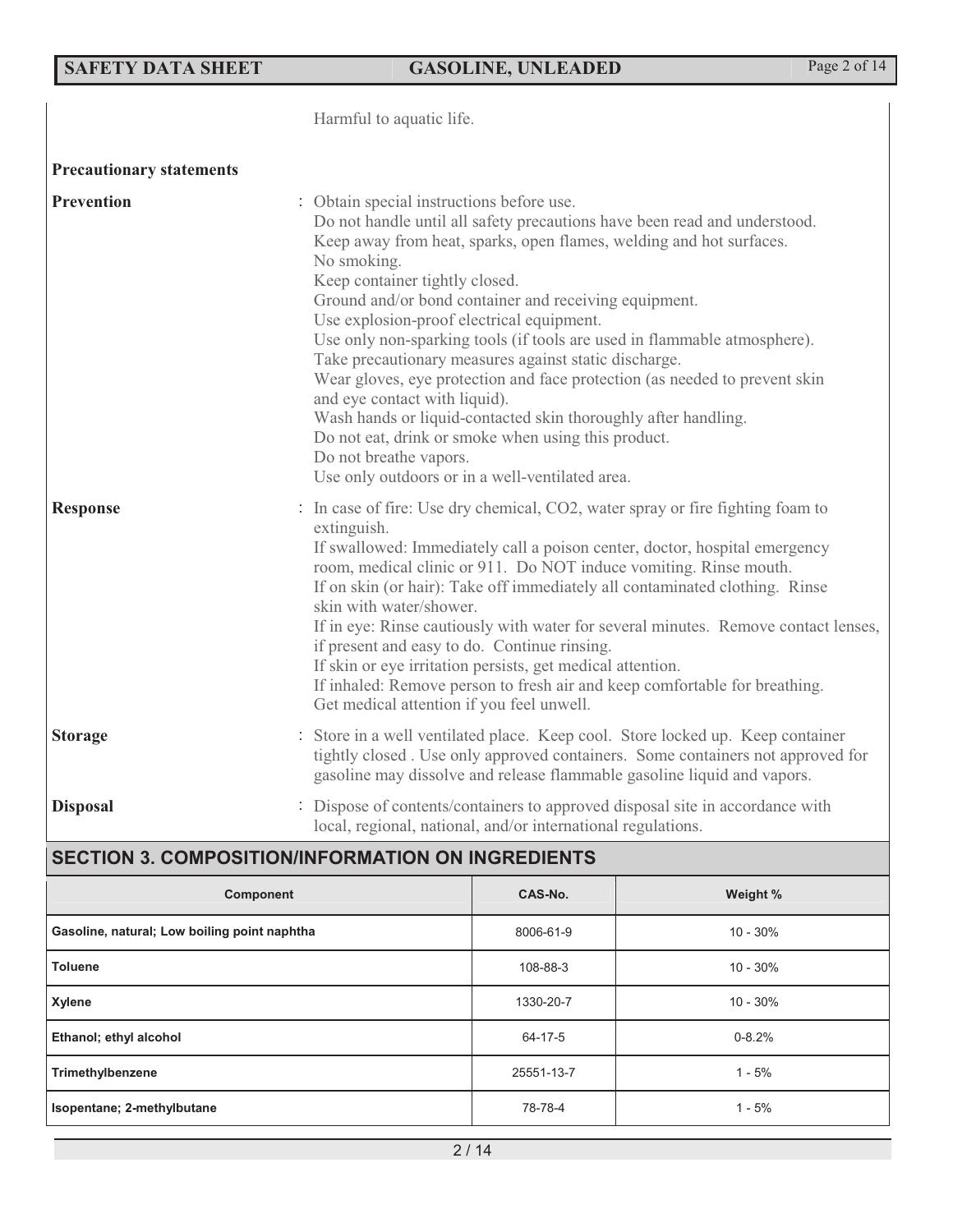Harmful to aquatic life.

**Precautionary statements**

**Prevention** : Obtain special instructions before use.
Do not handle until all safety precautions have been read and understood.
Keep away from heat, sparks, open flames, welding and hot surfaces.
No smoking.
Keep container tightly closed.
Ground and/or bond container and receiving equipment.
Use explosion-proof electrical equipment.
Use only non-sparking tools (if tools are used in flammable atmosphere).
Take precautionary measures against static discharge.
Wear gloves, eye protection and face protection (as needed to prevent skin and eye contact with liquid).
Wash hands or liquid-contacted skin thoroughly after handling.
Do not eat, drink or smoke when using this product.
Do not breathe vapors.
Use only outdoors or in a well-ventilated area.

**Response** : In case of fire: Use dry chemical, $CO_2$, water spray or fire fighting foam to extinguish.
If swallowed: Immediately call a poison center, doctor, hospital emergency room, medical clinic or 911. Do NOT induce vomiting. Rinse mouth.
If on skin (or hair): Take off immediately all contaminated clothing. Rinse skin with water/shower.
If in eye: Rinse cautiously with water for several minutes. Remove contact lenses, if present and easy to do. Continue rinsing.
If skin or eye irritation persists, get medical attention.
If inhaled: Remove person to fresh air and keep comfortable for breathing.
Get medical attention if you feel unwell.

**Storage** : Store in a well ventilated place. Keep cool. Store locked up. Keep container tightly closed . Use only approved containers. Some containers not approved for gasoline may dissolve and release flammable gasoline liquid and vapors.

**Disposal** : Dispose of contents/containers to approved disposal site in accordance with local, regional, national, and/or international regulations.

## SECTION 3. COMPOSITION/INFORMATION ON INGREDIENTS

| Component | CAS-No. | Weight % |
|---|---|---|
| Gasoline, natural; Low boiling point naphtha | 8006-61-9 | 10 - 30% |
| Toluene | 108-88-3 | 10 - 30% |
| Xylene | 1330-20-7 | 10 - 30% |
| Ethanol; ethyl alcohol | 64-17-5 | 0-8.2% |
| Trimethylbenzene | 25551-13-7 | 1 - 5% |
| Isopentane; 2-methylbutane | 78-78-4 | 1 - 5% |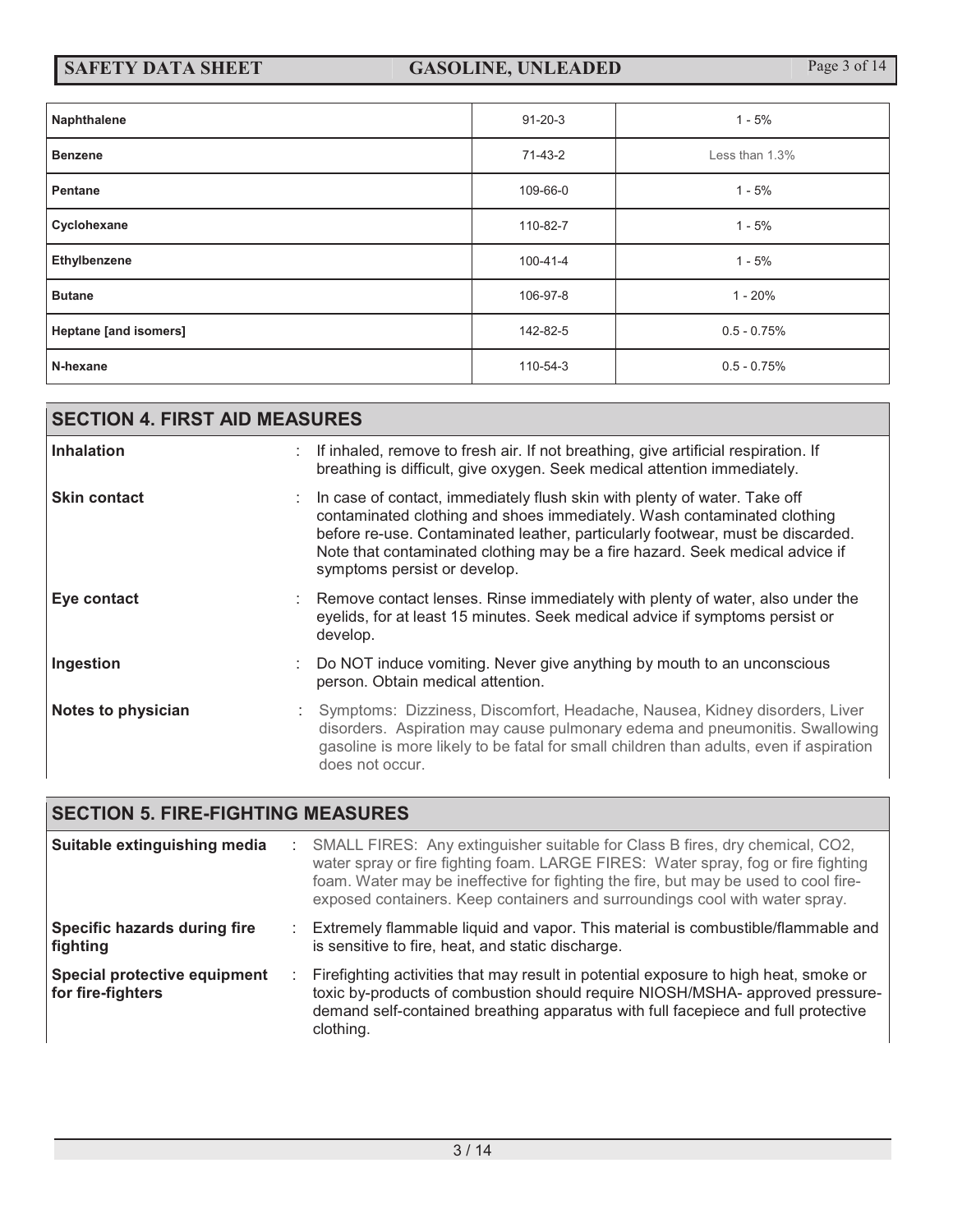| | | |
|---|---|---|
| **Naphthalene** | 91-20-3 | 1 - 5% |
| **Benzene** | 71-43-2 | Less than 1.3% |
| **Pentane** | 109-66-0 | 1 - 5% |
| **Cyclohexane** | 110-82-7 | 1 - 5% |
| **Ethylbenzene** | 100-41-4 | 1 - 5% |
| **Butane** | 106-97-8 | 1 - 20% |
| **Heptane [and isomers]** | 142-82-5 | 0.5 - 0.75% |
| **N-hexane** | 110-54-3 | 0.5 - 0.75% |

## SECTION 4. FIRST AID MEASURES

**Inhalation** : If inhaled, remove to fresh air. If not breathing, give artificial respiration. If breathing is difficult, give oxygen. Seek medical attention immediately.

**Skin contact** : In case of contact, immediately flush skin with plenty of water. Take off contaminated clothing and shoes immediately. Wash contaminated clothing before re-use. Contaminated leather, particularly footwear, must be discarded. Note that contaminated clothing may be a fire hazard. Seek medical advice if symptoms persist or develop.

**Eye contact** : Remove contact lenses. Rinse immediately with plenty of water, also under the eyelids, for at least 15 minutes. Seek medical advice if symptoms persist or develop.

**Ingestion** : Do NOT induce vomiting. Never give anything by mouth to an unconscious person. Obtain medical attention.

**Notes to physician** : Symptoms: Dizziness, Discomfort, Headache, Nausea, Kidney disorders, Liver disorders. Aspiration may cause pulmonary edema and pneumonitis. Swallowing gasoline is more likely to be fatal for small children than adults, even if aspiration does not occur.

## SECTION 5. FIRE-FIGHTING MEASURES

**Suitable extinguishing media** : SMALL FIRES: Any extinguisher suitable for Class B fires, dry chemical, CO2, water spray or fire fighting foam. LARGE FIRES: Water spray, fog or fire fighting foam. Water may be ineffective for fighting the fire, but may be used to cool fire-exposed containers. Keep containers and surroundings cool with water spray.

**Specific hazards during fire fighting** : Extremely flammable liquid and vapor. This material is combustible/flammable and is sensitive to fire, heat, and static discharge.

**Special protective equipment for fire-fighters** : Firefighting activities that may result in potential exposure to high heat, smoke or toxic by-products of combustion should require NIOSH/MSHA- approved pressure-demand self-contained breathing apparatus with full facepiece and full protective clothing.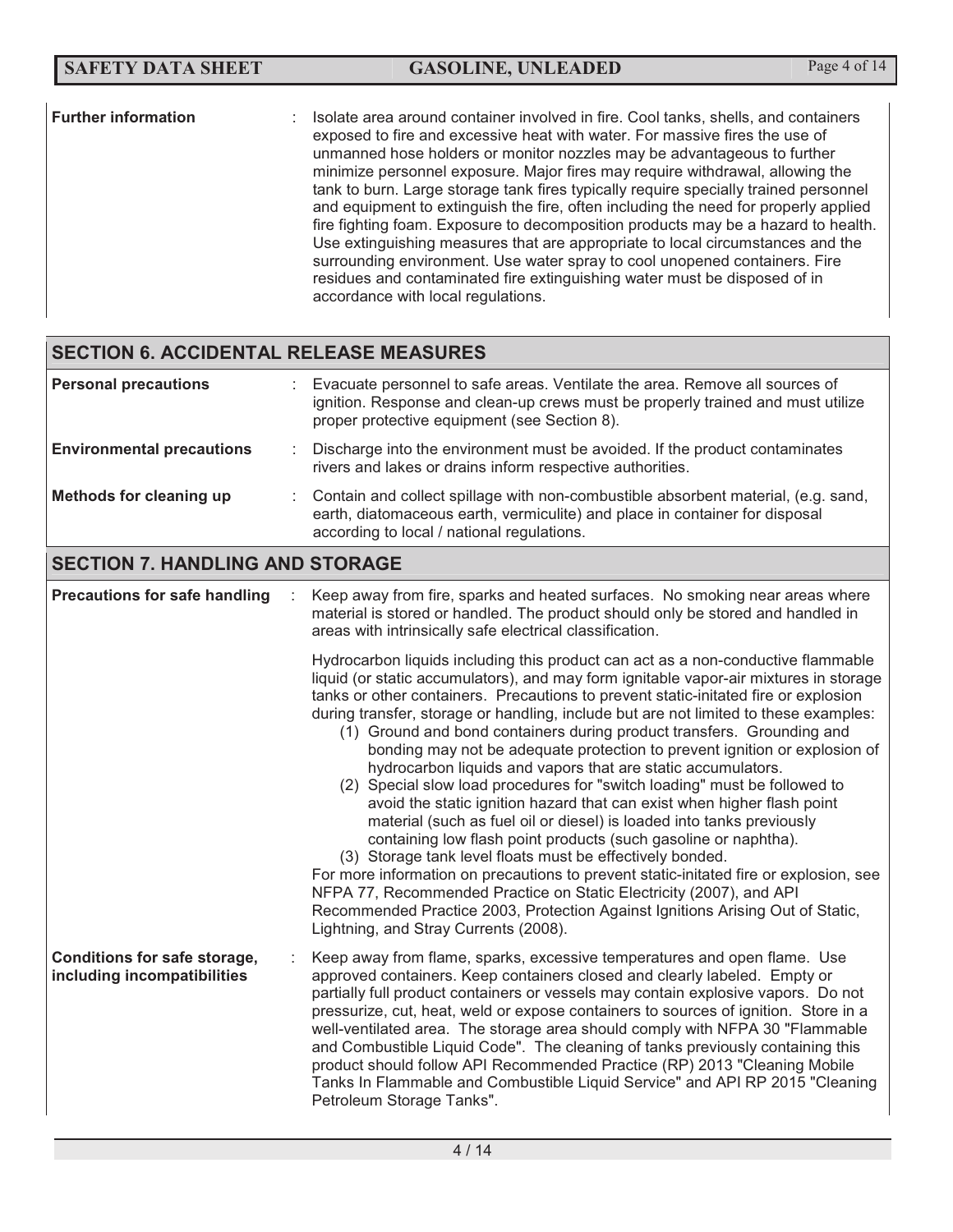| | | |
|---|---|---|
| **Further information** | : | Isolate area around container involved in fire. Cool tanks, shells, and containers exposed to fire and excessive heat with water. For massive fires the use of unmanned hose holders or monitor nozzles may be advantageous to further minimize personnel exposure. Major fires may require withdrawal, allowing the tank to burn. Large storage tank fires typically require specially trained personnel and equipment to extinguish the fire, often including the need for properly applied fire fighting foam. Exposure to decomposition products may be a hazard to health. Use extinguishing measures that are appropriate to local circumstances and the surrounding environment. Use water spray to cool unopened containers. Fire residues and contaminated fire extinguishing water must be disposed of in accordance with local regulations. |

## SECTION 6. ACCIDENTAL RELEASE MEASURES

| | | |
|---|---|---|
| **Personal precautions** | : | Evacuate personnel to safe areas. Ventilate the area. Remove all sources of ignition. Response and clean-up crews must be properly trained and must utilize proper protective equipment (see Section 8). |
| **Environmental precautions** | : | Discharge into the environment must be avoided. If the product contaminates rivers and lakes or drains inform respective authorities. |
| **Methods for cleaning up** | : | Contain and collect spillage with non-combustible absorbent material, (e.g. sand, earth, diatomaceous earth, vermiculite) and place in container for disposal according to local / national regulations. |

## SECTION 7. HANDLING AND STORAGE

**Precautions for safe handling** : Keep away from fire, sparks and heated surfaces. No smoking near areas where material is stored or handled. The product should only be stored and handled in areas with intrinsically safe electrical classification.

Hydrocarbon liquids including this product can act as a non-conductive flammable liquid (or static accumulators), and may form ignitable vapor-air mixtures in storage tanks or other containers. Precautions to prevent static-initated fire or explosion during transfer, storage or handling, include but are not limited to these examples:

(1) Ground and bond containers during product transfers. Grounding and bonding may not be adequate protection to prevent ignition or explosion of hydrocarbon liquids and vapors that are static accumulators.

(2) Special slow load procedures for "switch loading" must be followed to avoid the static ignition hazard that can exist when higher flash point material (such as fuel oil or diesel) is loaded into tanks previously containing low flash point products (such gasoline or naphtha).

(3) Storage tank level floats must be effectively bonded.

For more information on precautions to prevent static-initated fire or explosion, see NFPA 77, Recommended Practice on Static Electricity (2007), and API Recommended Practice 2003, Protection Against Ignitions Arising Out of Static, Lightning, and Stray Currents (2008).

**Conditions for safe storage, including incompatibilities** : Keep away from flame, sparks, excessive temperatures and open flame. Use approved containers. Keep containers closed and clearly labeled. Empty or partially full product containers or vessels may contain explosive vapors. Do not pressurize, cut, heat, weld or expose containers to sources of ignition. Store in a well-ventilated area. The storage area should comply with NFPA 30 "Flammable and Combustible Liquid Code". The cleaning of tanks previously containing this product should follow API Recommended Practice (RP) 2013 "Cleaning Mobile Tanks In Flammable and Combustible Liquid Service" and API RP 2015 "Cleaning Petroleum Storage Tanks".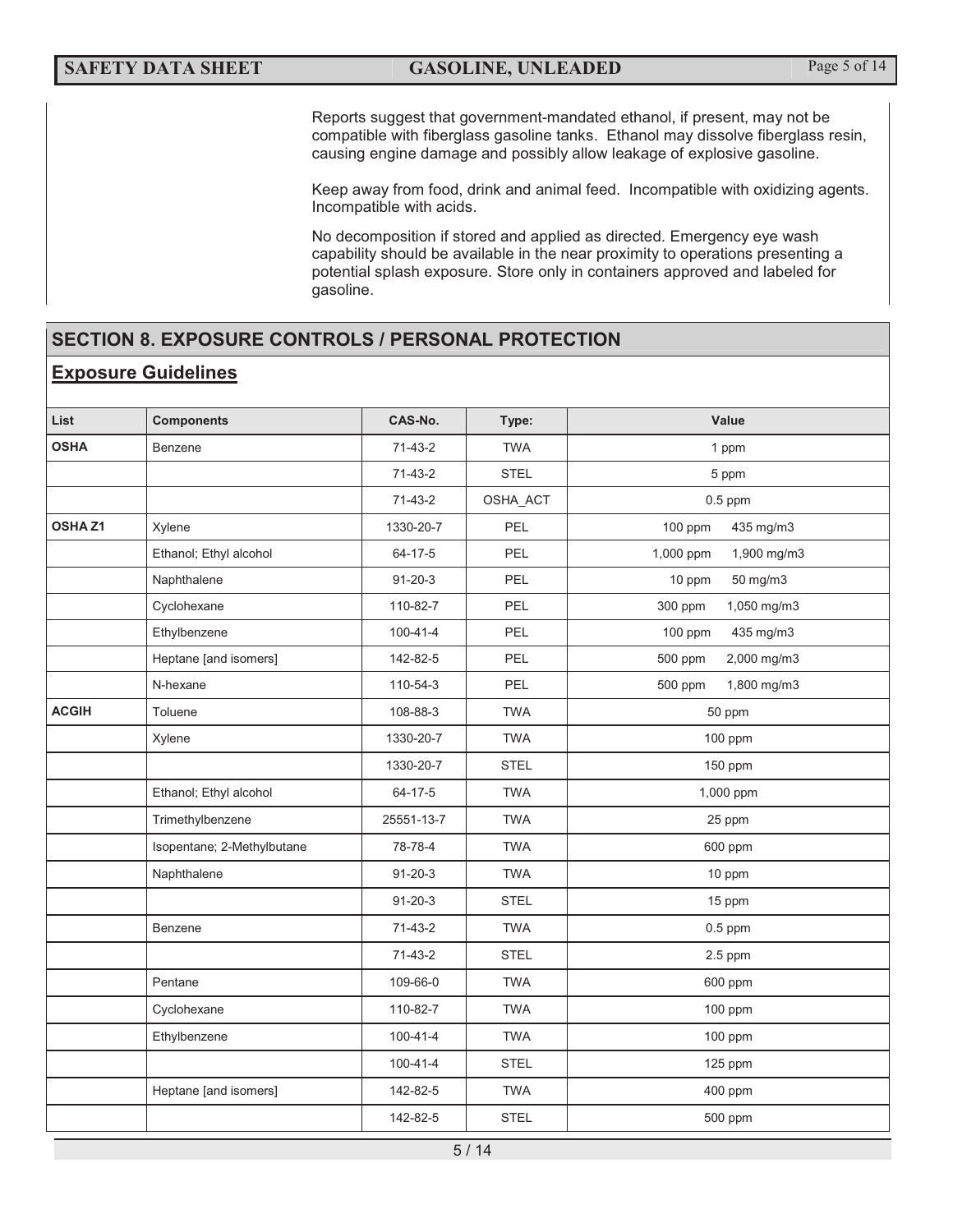Reports suggest that government-mandated ethanol, if present, may not be compatible with fiberglass gasoline tanks. Ethanol may dissolve fiberglass resin, causing engine damage and possibly allow leakage of explosive gasoline.

Keep away from food, drink and animal feed. Incompatible with oxidizing agents. Incompatible with acids.

No decomposition if stored and applied as directed. Emergency eye wash capability should be available in the near proximity to operations presenting a potential splash exposure. Store only in containers approved and labeled for gasoline.

## SECTION 8. EXPOSURE CONTROLS / PERSONAL PROTECTION

### Exposure Guidelines

| List | Components | CAS-No. | Type: | Value |
|---|---|---|---|---|
| **OSHA** | Benzene | 71-43-2 | TWA | 1 ppm |
| | | 71-43-2 | STEL | 5 ppm |
| | | 71-43-2 | OSHA_ACT | 0.5 ppm |
| **OSHA Z1** | Xylene | 1330-20-7 | PEL | 100 ppm 435 mg/m3 |
| | Ethanol; Ethyl alcohol | 64-17-5 | PEL | 1,000 ppm 1,900 mg/m3 |
| | Naphthalene | 91-20-3 | PEL | 10 ppm 50 mg/m3 |
| | Cyclohexane | 110-82-7 | PEL | 300 ppm 1,050 mg/m3 |
| | Ethylbenzene | 100-41-4 | PEL | 100 ppm 435 mg/m3 |
| | Heptane [and isomers] | 142-82-5 | PEL | 500 ppm 2,000 mg/m3 |
| | N-hexane | 110-54-3 | PEL | 500 ppm 1,800 mg/m3 |
| **ACGIH** | Toluene | 108-88-3 | TWA | 50 ppm |
| | Xylene | 1330-20-7 | TWA | 100 ppm |
| | | 1330-20-7 | STEL | 150 ppm |
| | Ethanol; Ethyl alcohol | 64-17-5 | TWA | 1,000 ppm |
| | Trimethylbenzene | 25551-13-7 | TWA | 25 ppm |
| | Isopentane; 2-Methylbutane | 78-78-4 | TWA | 600 ppm |
| | Naphthalene | 91-20-3 | TWA | 10 ppm |
| | | 91-20-3 | STEL | 15 ppm |
| | Benzene | 71-43-2 | TWA | 0.5 ppm |
| | | 71-43-2 | STEL | 2.5 ppm |
| | Pentane | 109-66-0 | TWA | 600 ppm |
| | Cyclohexane | 110-82-7 | TWA | 100 ppm |
| | Ethylbenzene | 100-41-4 | TWA | 100 ppm |
| | | 100-41-4 | STEL | 125 ppm |
| | Heptane [and isomers] | 142-82-5 | TWA | 400 ppm |
| | | 142-82-5 | STEL | 500 ppm |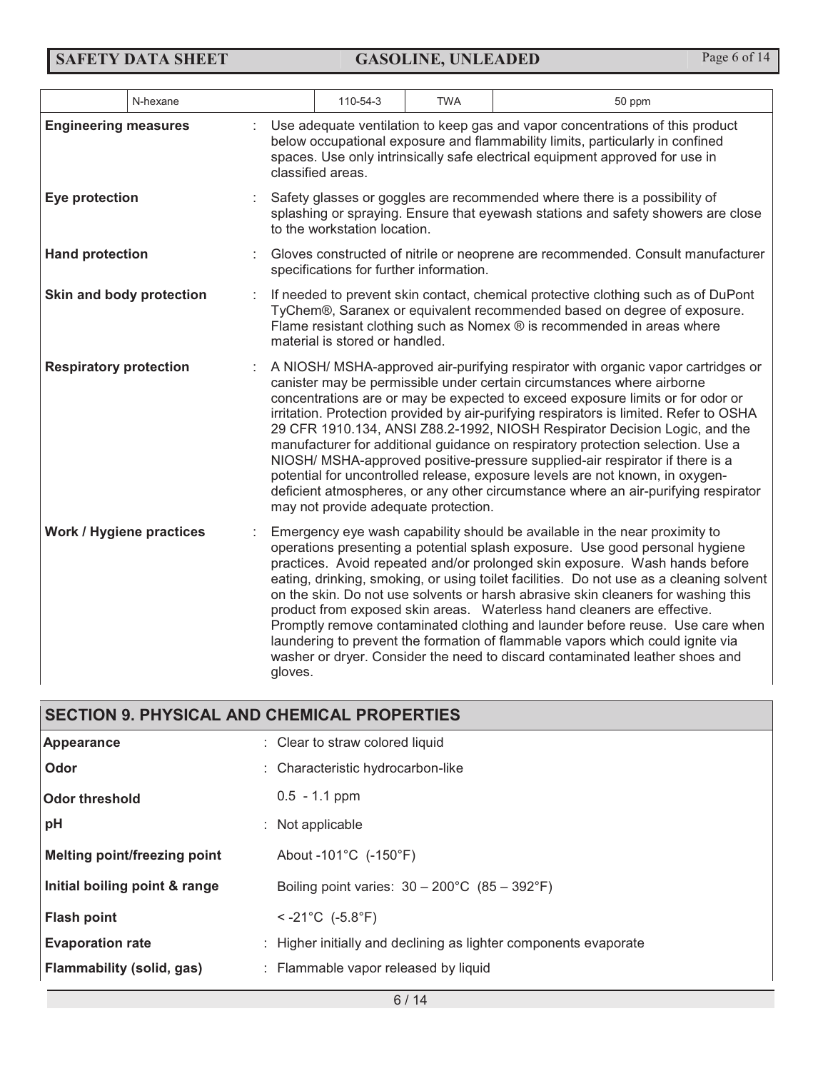| | N-hexane | 110-54-3 | TWA | 50 ppm |
|---|---|---|---|---|

**Engineering measures** : Use adequate ventilation to keep gas and vapor concentrations of this product below occupational exposure and flammability limits, particularly in confined spaces. Use only intrinsically safe electrical equipment approved for use in classified areas.

**Eye protection** : Safety glasses or goggles are recommended where there is a possibility of splashing or spraying. Ensure that eyewash stations and safety showers are close to the workstation location.

**Hand protection** : Gloves constructed of nitrile or neoprene are recommended. Consult manufacturer specifications for further information.

**Skin and body protection** : If needed to prevent skin contact, chemical protective clothing such as of DuPont TyChem®, Saranex or equivalent recommended based on degree of exposure. Flame resistant clothing such as Nomex ® is recommended in areas where material is stored or handled.

**Respiratory protection** : A NIOSH/ MSHA-approved air-purifying respirator with organic vapor cartridges or canister may be permissible under certain circumstances where airborne concentrations are or may be expected to exceed exposure limits or for odor or irritation. Protection provided by air-purifying respirators is limited. Refer to OSHA 29 CFR 1910.134, ANSI Z88.2-1992, NIOSH Respirator Decision Logic, and the manufacturer for additional guidance on respiratory protection selection. Use a NIOSH/ MSHA-approved positive-pressure supplied-air respirator if there is a potential for uncontrolled release, exposure levels are not known, in oxygen-deficient atmospheres, or any other circumstance where an air-purifying respirator may not provide adequate protection.

**Work / Hygiene practices** : Emergency eye wash capability should be available in the near proximity to operations presenting a potential splash exposure. Use good personal hygiene practices. Avoid repeated and/or prolonged skin exposure. Wash hands before eating, drinking, smoking, or using toilet facilities. Do not use as a cleaning solvent on the skin. Do not use solvents or harsh abrasive skin cleaners for washing this product from exposed skin areas. Waterless hand cleaners are effective. Promptly remove contaminated clothing and launder before reuse. Use care when laundering to prevent the formation of flammable vapors which could ignite via washer or dryer. Consider the need to discard contaminated leather shoes and gloves.

## SECTION 9. PHYSICAL AND CHEMICAL PROPERTIES

| | |
|---|---|
| **Appearance** | : Clear to straw colored liquid |
| **Odor** | : Characteristic hydrocarbon-like |
| **Odor threshold** | 0.5 - 1.1 ppm |
| **pH** | : Not applicable |
| **Melting point/freezing point** | About -101°C (-150°F) |
| **Initial boiling point & range** | Boiling point varies: 30 – 200°C (85 – 392°F) |
| **Flash point** | < -21°C (-5.8°F) |
| **Evaporation rate** | : Higher initially and declining as lighter components evaporate |
| **Flammability (solid, gas)** | : Flammable vapor released by liquid |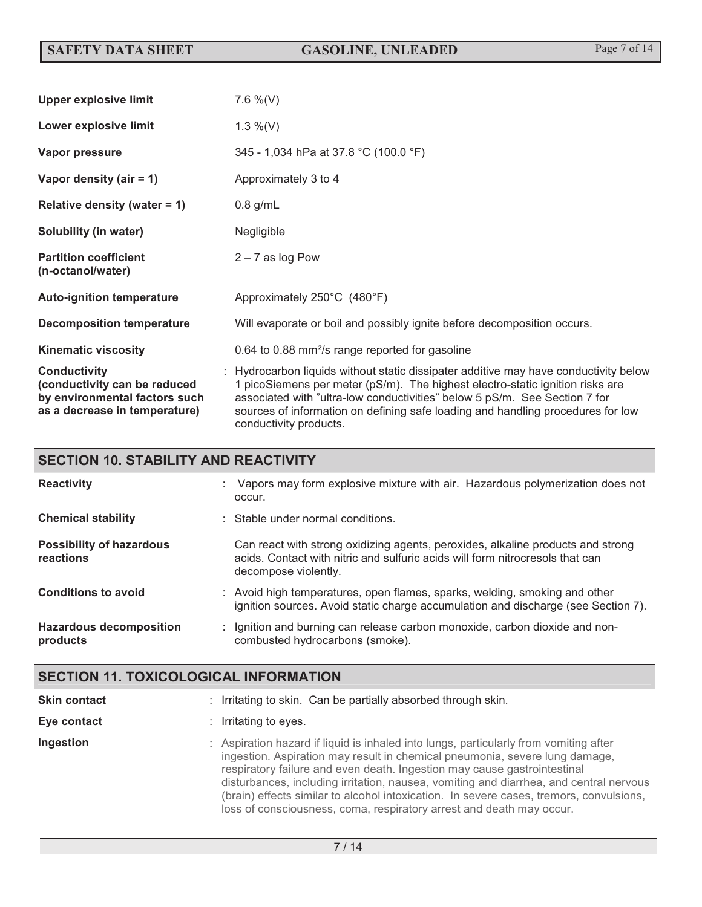| | |
|---|---|
| **Upper explosive limit** | 7.6 %(V) |
| **Lower explosive limit** | 1.3 %(V) |
| **Vapor pressure** | 345 - 1,034 hPa at 37.8 °C (100.0 °F) |
| **Vapor density (air = 1)** | Approximately 3 to 4 |
| **Relative density (water = 1)** | 0.8 g/mL |
| **Solubility (in water)** | Negligible |
| **Partition coefficient (n-octanol/water)** | 2 – 7 as log Pow |
| **Auto-ignition temperature** | Approximately 250°C (480°F) |
| **Decomposition temperature** | Will evaporate or boil and possibly ignite before decomposition occurs. |
| **Kinematic viscosity** | 0.64 to 0.88 $mm^2/s$ range reported for gasoline |
| **Conductivity (conductivity can be reduced by environmental factors such as a decrease in temperature)** | : Hydrocarbon liquids without static dissipater additive may have conductivity below 1 picoSiemens per meter (pS/m). The highest electro-static ignition risks are associated with "ultra-low conductivities" below 5 pS/m. See Section 7 for sources of information on defining safe loading and handling procedures for low conductivity products. |

## SECTION 10. STABILITY AND REACTIVITY

| | |
|---|---|
| **Reactivity** | : Vapors may form explosive mixture with air. Hazardous polymerization does not occur. |
| **Chemical stability** | : Stable under normal conditions. |
| **Possibility of hazardous reactions** | Can react with strong oxidizing agents, peroxides, alkaline products and strong acids. Contact with nitric and sulfuric acids will form nitrocresols that can decompose violently. |
| **Conditions to avoid** | : Avoid high temperatures, open flames, sparks, welding, smoking and other ignition sources. Avoid static charge accumulation and discharge (see Section 7). |
| **Hazardous decomposition products** | : Ignition and burning can release carbon monoxide, carbon dioxide and non-combusted hydrocarbons (smoke). |

## SECTION 11. TOXICOLOGICAL INFORMATION

| | |
|---|---|
| **Skin contact** | : Irritating to skin. Can be partially absorbed through skin. |
| **Eye contact** | : Irritating to eyes. |
| **Ingestion** | : Aspiration hazard if liquid is inhaled into lungs, particularly from vomiting after ingestion. Aspiration may result in chemical pneumonia, severe lung damage, respiratory failure and even death. Ingestion may cause gastrointestinal disturbances, including irritation, nausea, vomiting and diarrhea, and central nervous (brain) effects similar to alcohol intoxication. In severe cases, tremors, convulsions, loss of consciousness, coma, respiratory arrest and death may occur. |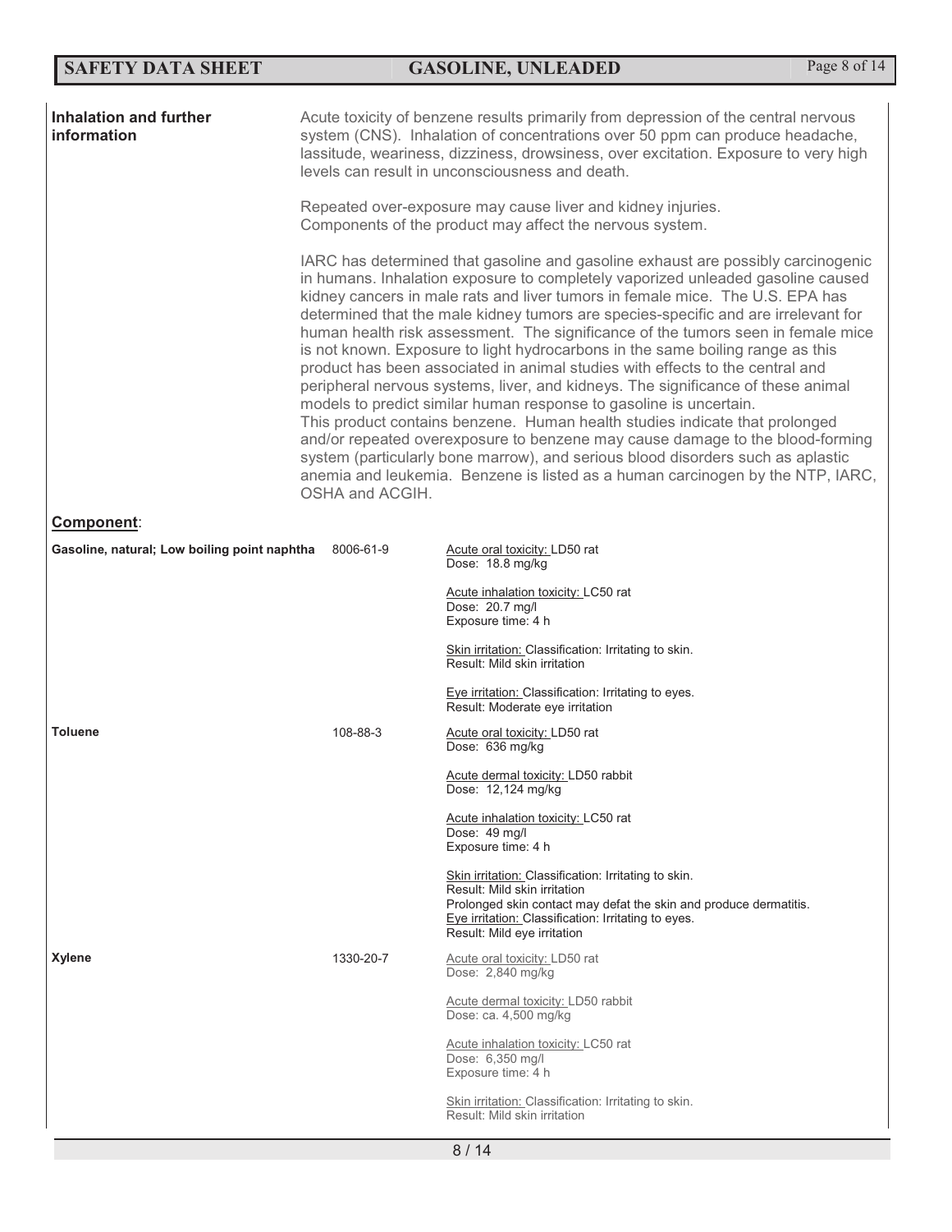**Inhalation and further information**

Acute toxicity of benzene results primarily from depression of the central nervous system (CNS). Inhalation of concentrations over 50 ppm can produce headache, lassitude, weariness, dizziness, drowsiness, over excitation. Exposure to very high levels can result in unconsciousness and death.

Repeated over-exposure may cause liver and kidney injuries.
Components of the product may affect the nervous system.

IARC has determined that gasoline and gasoline exhaust are possibly carcinogenic in humans. Inhalation exposure to completely vaporized unleaded gasoline caused kidney cancers in male rats and liver tumors in female mice. The U.S. EPA has determined that the male kidney tumors are species-specific and are irrelevant for human health risk assessment. The significance of the tumors seen in female mice is not known. Exposure to light hydrocarbons in the same boiling range as this product has been associated in animal studies with effects to the central and peripheral nervous systems, liver, and kidneys. The significance of these animal models to predict similar human response to gasoline is uncertain.
This product contains benzene. Human health studies indicate that prolonged and/or repeated overexposure to benzene may cause damage to the blood-forming system (particularly bone marrow), and serious blood disorders such as aplastic anemia and leukemia. Benzene is listed as a human carcinogen by the NTP, IARC, OSHA and ACGIH.

## Component:

**Gasoline, natural; Low boiling point naphtha** — 8006-61-9

Acute oral toxicity: LD50 rat
Dose: 18.8 mg/kg

Acute inhalation toxicity: LC50 rat
Dose: 20.7 mg/l
Exposure time: 4 h

Skin irritation: Classification: Irritating to skin.
Result: Mild skin irritation

Eye irritation: Classification: Irritating to eyes.
Result: Moderate eye irritation

**Toluene** — 108-88-3

Acute oral toxicity: LD50 rat
Dose: 636 mg/kg

Acute dermal toxicity: LD50 rabbit
Dose: 12,124 mg/kg

Acute inhalation toxicity: LC50 rat
Dose: 49 mg/l
Exposure time: 4 h

Skin irritation: Classification: Irritating to skin.
Result: Mild skin irritation
Prolonged skin contact may defat the skin and produce dermatitis.
Eye irritation: Classification: Irritating to eyes.
Result: Mild eye irritation

**Xylene** — 1330-20-7

Acute oral toxicity: LD50 rat
Dose: 2,840 mg/kg

Acute dermal toxicity: LD50 rabbit
Dose: ca. 4,500 mg/kg

Acute inhalation toxicity: LC50 rat
Dose: 6,350 mg/l
Exposure time: 4 h

Skin irritation: Classification: Irritating to skin.
Result: Mild skin irritation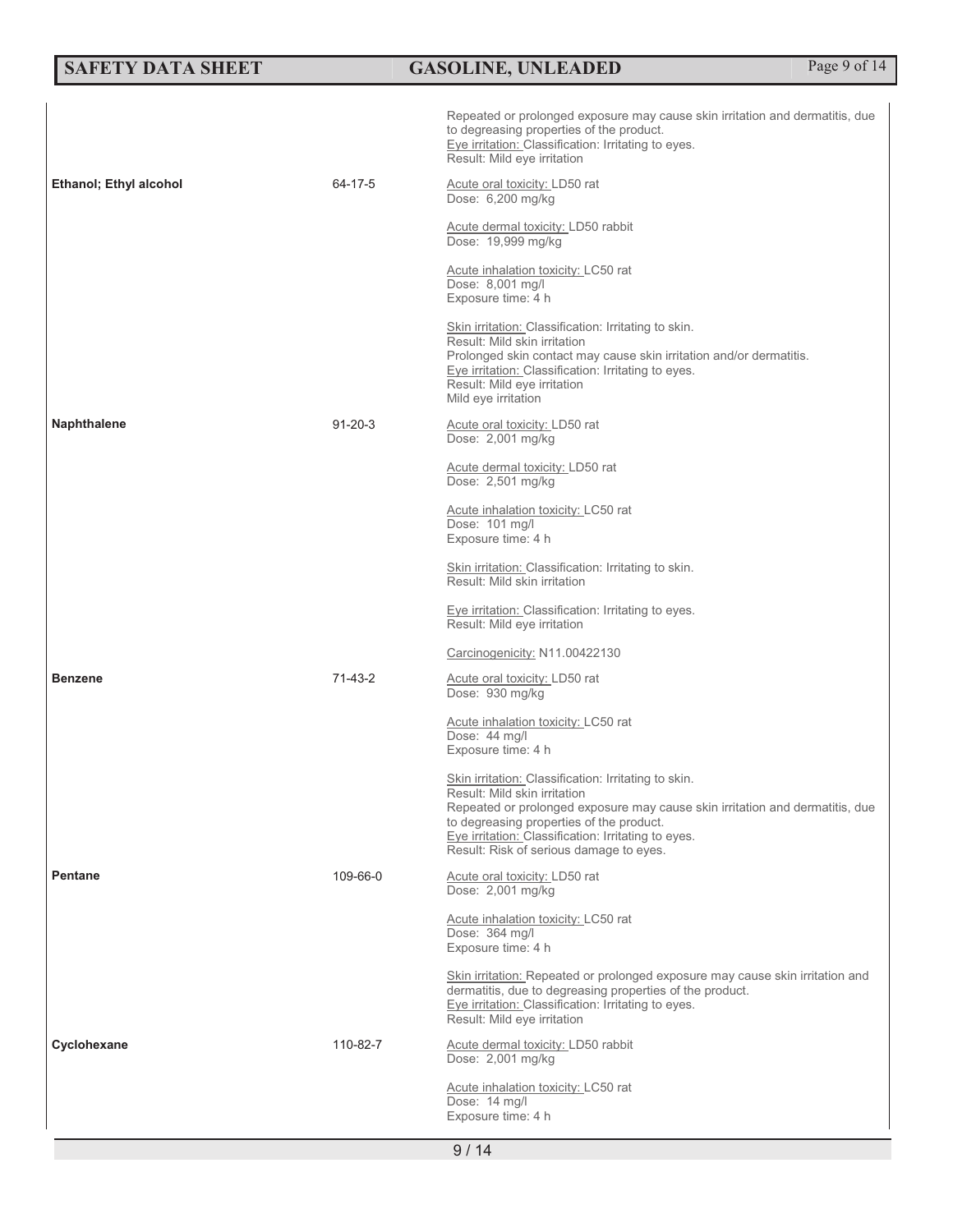| | | |
|---|---|---|
| | | Repeated or prolonged exposure may cause skin irritation and dermatitis, due to degreasing properties of the product.<br>Eye irritation: Classification: Irritating to eyes.<br>Result: Mild eye irritation |
| **Ethanol; Ethyl alcohol** | 64-17-5 | Acute oral toxicity: LD50 rat<br>Dose: 6,200 mg/kg<br><br>Acute dermal toxicity: LD50 rabbit<br>Dose: 19,999 mg/kg<br><br>Acute inhalation toxicity: LC50 rat<br>Dose: 8,001 mg/l<br>Exposure time: 4 h<br><br>Skin irritation: Classification: Irritating to skin.<br>Result: Mild skin irritation<br>Prolonged skin contact may cause skin irritation and/or dermatitis.<br>Eye irritation: Classification: Irritating to eyes.<br>Result: Mild eye irritation<br>Mild eye irritation |
| **Naphthalene** | 91-20-3 | Acute oral toxicity: LD50 rat<br>Dose: 2,001 mg/kg<br><br>Acute dermal toxicity: LD50 rat<br>Dose: 2,501 mg/kg<br><br>Acute inhalation toxicity: LC50 rat<br>Dose: 101 mg/l<br>Exposure time: 4 h<br><br>Skin irritation: Classification: Irritating to skin.<br>Result: Mild skin irritation<br><br>Eye irritation: Classification: Irritating to eyes.<br>Result: Mild eye irritation<br><br>Carcinogenicity: N11.00422130 |
| **Benzene** | 71-43-2 | Acute oral toxicity: LD50 rat<br>Dose: 930 mg/kg<br><br>Acute inhalation toxicity: LC50 rat<br>Dose: 44 mg/l<br>Exposure time: 4 h<br><br>Skin irritation: Classification: Irritating to skin.<br>Result: Mild skin irritation<br>Repeated or prolonged exposure may cause skin irritation and dermatitis, due to degreasing properties of the product.<br>Eye irritation: Classification: Irritating to eyes.<br>Result: Risk of serious damage to eyes. |
| **Pentane** | 109-66-0 | Acute oral toxicity: LD50 rat<br>Dose: 2,001 mg/kg<br><br>Acute inhalation toxicity: LC50 rat<br>Dose: 364 mg/l<br>Exposure time: 4 h<br><br>Skin irritation: Repeated or prolonged exposure may cause skin irritation and dermatitis, due to degreasing properties of the product.<br>Eye irritation: Classification: Irritating to eyes.<br>Result: Mild eye irritation |
| **Cyclohexane** | 110-82-7 | Acute dermal toxicity: LD50 rabbit<br>Dose: 2,001 mg/kg<br><br>Acute inhalation toxicity: LC50 rat<br>Dose: 14 mg/l<br>Exposure time: 4 h |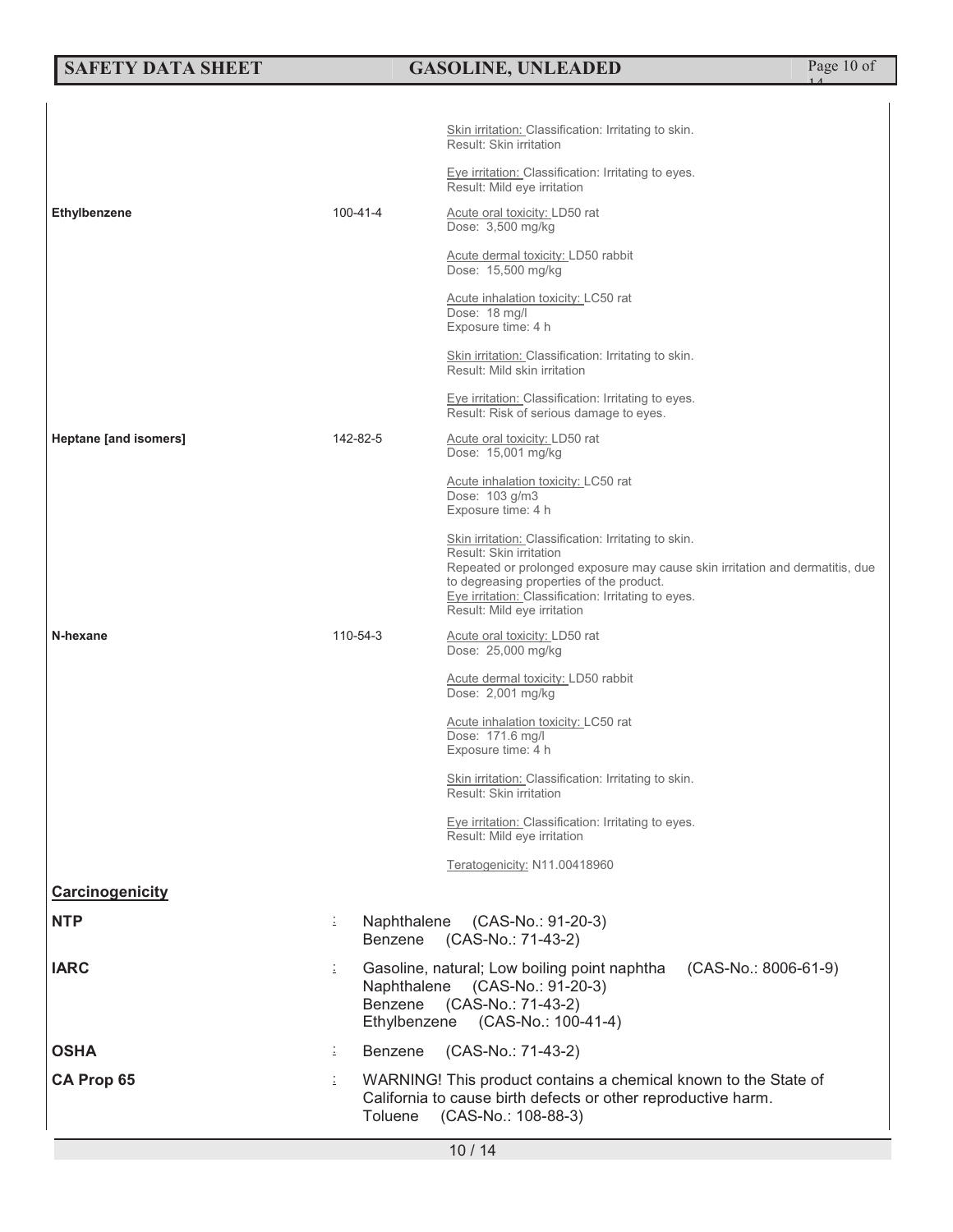| | | |
|---|---|---|
| | | Skin irritation: Classification: Irritating to skin.<br>Result: Skin irritation<br><br>Eye irritation: Classification: Irritating to eyes.<br>Result: Mild eye irritation |
| **Ethylbenzene** | 100-41-4 | Acute oral toxicity: LD50 rat<br>Dose: 3,500 mg/kg<br><br>Acute dermal toxicity: LD50 rabbit<br>Dose: 15,500 mg/kg<br><br>Acute inhalation toxicity: LC50 rat<br>Dose: 18 mg/l<br>Exposure time: 4 h<br><br>Skin irritation: Classification: Irritating to skin.<br>Result: Mild skin irritation<br><br>Eye irritation: Classification: Irritating to eyes.<br>Result: Risk of serious damage to eyes. |
| **Heptane [and isomers]** | 142-82-5 | Acute oral toxicity: LD50 rat<br>Dose: 15,001 mg/kg<br><br>Acute inhalation toxicity: LC50 rat<br>Dose: 103 g/m3<br>Exposure time: 4 h<br><br>Skin irritation: Classification: Irritating to skin.<br>Result: Skin irritation<br>Repeated or prolonged exposure may cause skin irritation and dermatitis, due to degreasing properties of the product.<br>Eye irritation: Classification: Irritating to eyes.<br>Result: Mild eye irritation |
| **N-hexane** | 110-54-3 | Acute oral toxicity: LD50 rat<br>Dose: 25,000 mg/kg<br><br>Acute dermal toxicity: LD50 rabbit<br>Dose: 2,001 mg/kg<br><br>Acute inhalation toxicity: LC50 rat<br>Dose: 171.6 mg/l<br>Exposure time: 4 h<br><br>Skin irritation: Classification: Irritating to skin.<br>Result: Skin irritation<br><br>Eye irritation: Classification: Irritating to eyes.<br>Result: Mild eye irritation<br><br>Teratogenicity: N11.00418960 |

## Carcinogenicity

**NTP** : Naphthalene (CAS-No.: 91-20-3)
Benzene (CAS-No.: 71-43-2)

**IARC** : Gasoline, natural; Low boiling point naphtha (CAS-No.: 8006-61-9)
Naphthalene (CAS-No.: 91-20-3)
Benzene (CAS-No.: 71-43-2)
Ethylbenzene (CAS-No.: 100-41-4)

**OSHA** : Benzene (CAS-No.: 71-43-2)

**CA Prop 65** : WARNING! This product contains a chemical known to the State of California to cause birth defects or other reproductive harm.
Toluene (CAS-No.: 108-88-3)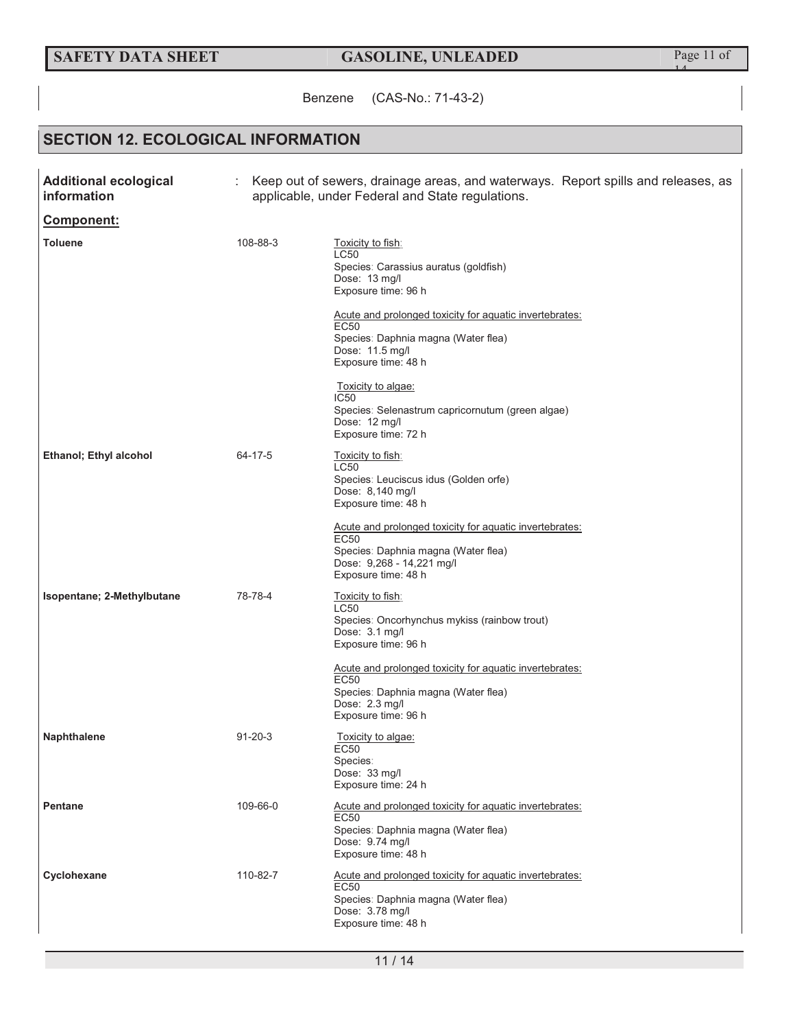Benzene (CAS-No.: 71-43-2)

## SECTION 12. ECOLOGICAL INFORMATION

**Additional ecological information** : Keep out of sewers, drainage areas, and waterways. Report spills and releases, as applicable, under Federal and State regulations.

**Component:**

| | | |
|---|---|---|
| **Toluene** | 108-88-3 | Toxicity to fish:<br>LC50<br>Species: Carassius auratus (goldfish)<br>Dose: 13 mg/l<br>Exposure time: 96 h<br><br>Acute and prolonged toxicity for aquatic invertebrates:<br>EC50<br>Species: Daphnia magna (Water flea)<br>Dose: 11.5 mg/l<br>Exposure time: 48 h<br><br>Toxicity to algae:<br>IC50<br>Species: Selenastrum capricornutum (green algae)<br>Dose: 12 mg/l<br>Exposure time: 72 h |
| **Ethanol; Ethyl alcohol** | 64-17-5 | Toxicity to fish:<br>LC50<br>Species: Leuciscus idus (Golden orfe)<br>Dose: 8,140 mg/l<br>Exposure time: 48 h<br><br>Acute and prolonged toxicity for aquatic invertebrates:<br>EC50<br>Species: Daphnia magna (Water flea)<br>Dose: 9,268 - 14,221 mg/l<br>Exposure time: 48 h |
| **Isopentane; 2-Methylbutane** | 78-78-4 | Toxicity to fish:<br>LC50<br>Species: Oncorhynchus mykiss (rainbow trout)<br>Dose: 3.1 mg/l<br>Exposure time: 96 h<br><br>Acute and prolonged toxicity for aquatic invertebrates:<br>EC50<br>Species: Daphnia magna (Water flea)<br>Dose: 2.3 mg/l<br>Exposure time: 96 h |
| **Naphthalene** | 91-20-3 | Toxicity to algae:<br>EC50<br>Species:<br>Dose: 33 mg/l<br>Exposure time: 24 h |
| **Pentane** | 109-66-0 | Acute and prolonged toxicity for aquatic invertebrates:<br>EC50<br>Species: Daphnia magna (Water flea)<br>Dose: 9.74 mg/l<br>Exposure time: 48 h |
| **Cyclohexane** | 110-82-7 | Acute and prolonged toxicity for aquatic invertebrates:<br>EC50<br>Species: Daphnia magna (Water flea)<br>Dose: 3.78 mg/l<br>Exposure time: 48 h |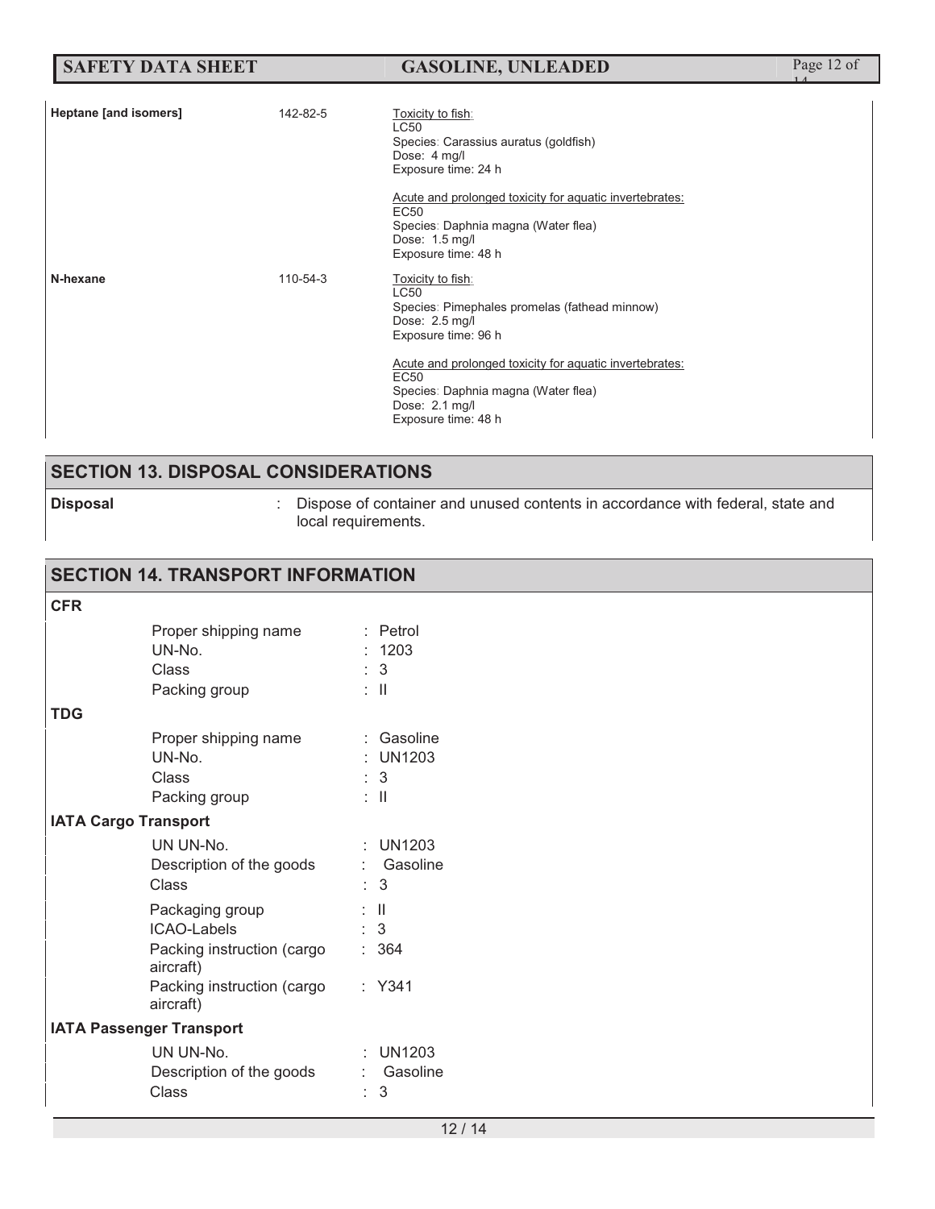| | | |
|---|---|---|
| **Heptane [and isomers]** | 142-82-5 | Toxicity to fish:<br>LC50<br>Species: Carassius auratus (goldfish)<br>Dose: 4 mg/l<br>Exposure time: 24 h<br><br>Acute and prolonged toxicity for aquatic invertebrates:<br>EC50<br>Species: Daphnia magna (Water flea)<br>Dose: 1.5 mg/l<br>Exposure time: 48 h |
| **N-hexane** | 110-54-3 | Toxicity to fish:<br>LC50<br>Species: Pimephales promelas (fathead minnow)<br>Dose: 2.5 mg/l<br>Exposure time: 96 h<br><br>Acute and prolonged toxicity for aquatic invertebrates:<br>EC50<br>Species: Daphnia magna (Water flea)<br>Dose: 2.1 mg/l<br>Exposure time: 48 h |

## SECTION 13. DISPOSAL CONSIDERATIONS

**Disposal** : Dispose of container and unused contents in accordance with federal, state and local requirements.

## SECTION 14. TRANSPORT INFORMATION

**CFR**

Proper shipping name : Petrol
UN-No. : 1203
Class : 3
Packing group : II

**TDG**

Proper shipping name : Gasoline
UN-No. : UN1203
Class : 3
Packing group : II

**IATA Cargo Transport**

UN UN-No. : UN1203
Description of the goods : Gasoline
Class : 3
Packaging group : II
ICAO-Labels : 3
Packing instruction (cargo aircraft) : 364
Packing instruction (cargo aircraft) : Y341

**IATA Passenger Transport**

UN UN-No. : UN1203
Description of the goods : Gasoline
Class : 3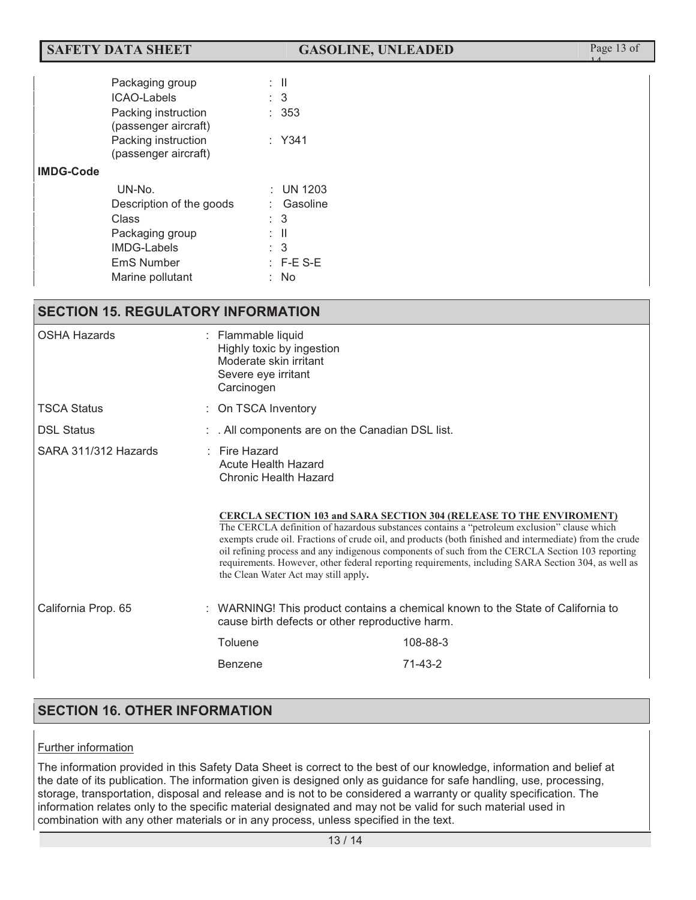| | | |
|---|---|---|
| Packaging group | : | II |
| ICAO-Labels | : | 3 |
| Packing instruction (passenger aircraft) | : | 353 |
| Packing instruction (passenger aircraft) | : | Y341 |

**IMDG-Code**

| | | |
|---|---|---|
| UN-No. | : | UN 1203 |
| Description of the goods | : | Gasoline |
| Class | : | 3 |
| Packaging group | : | II |
| IMDG-Labels | : | 3 |
| EmS Number | : | F-E S-E |
| Marine pollutant | : | No |

## SECTION 15. REGULATORY INFORMATION

**OSHA Hazards** : Flammable liquid
Highly toxic by ingestion
Moderate skin irritant
Severe eye irritant
Carcinogen

**TSCA Status** : On TSCA Inventory

**DSL Status** : . All components are on the Canadian DSL list.

**SARA 311/312 Hazards** : Fire Hazard
Acute Health Hazard
Chronic Health Hazard

**CERCLA SECTION 103 and SARA SECTION 304 (RELEASE TO THE ENVIROMENT)**

The CERCLA definition of hazardous substances contains a "petroleum exclusion" clause which exempts crude oil. Fractions of crude oil, and products (both finished and intermediate) from the crude oil refining process and any indigenous components of such from the CERCLA Section 103 reporting requirements. However, other federal reporting requirements, including SARA Section 304, as well as the Clean Water Act may still apply.

**California Prop. 65** : WARNING! This product contains a chemical known to the State of California to cause birth defects or other reproductive harm.

| | |
|---|---|
| Toluene | 108-88-3 |
| Benzene | 71-43-2 |

## SECTION 16. OTHER INFORMATION

Further information

The information provided in this Safety Data Sheet is correct to the best of our knowledge, information and belief at the date of its publication. The information given is designed only as guidance for safe handling, use, processing, storage, transportation, disposal and release and is not to be considered a warranty or quality specification. The information relates only to the specific material designated and may not be valid for such material used in combination with any other materials or in any process, unless specified in the text.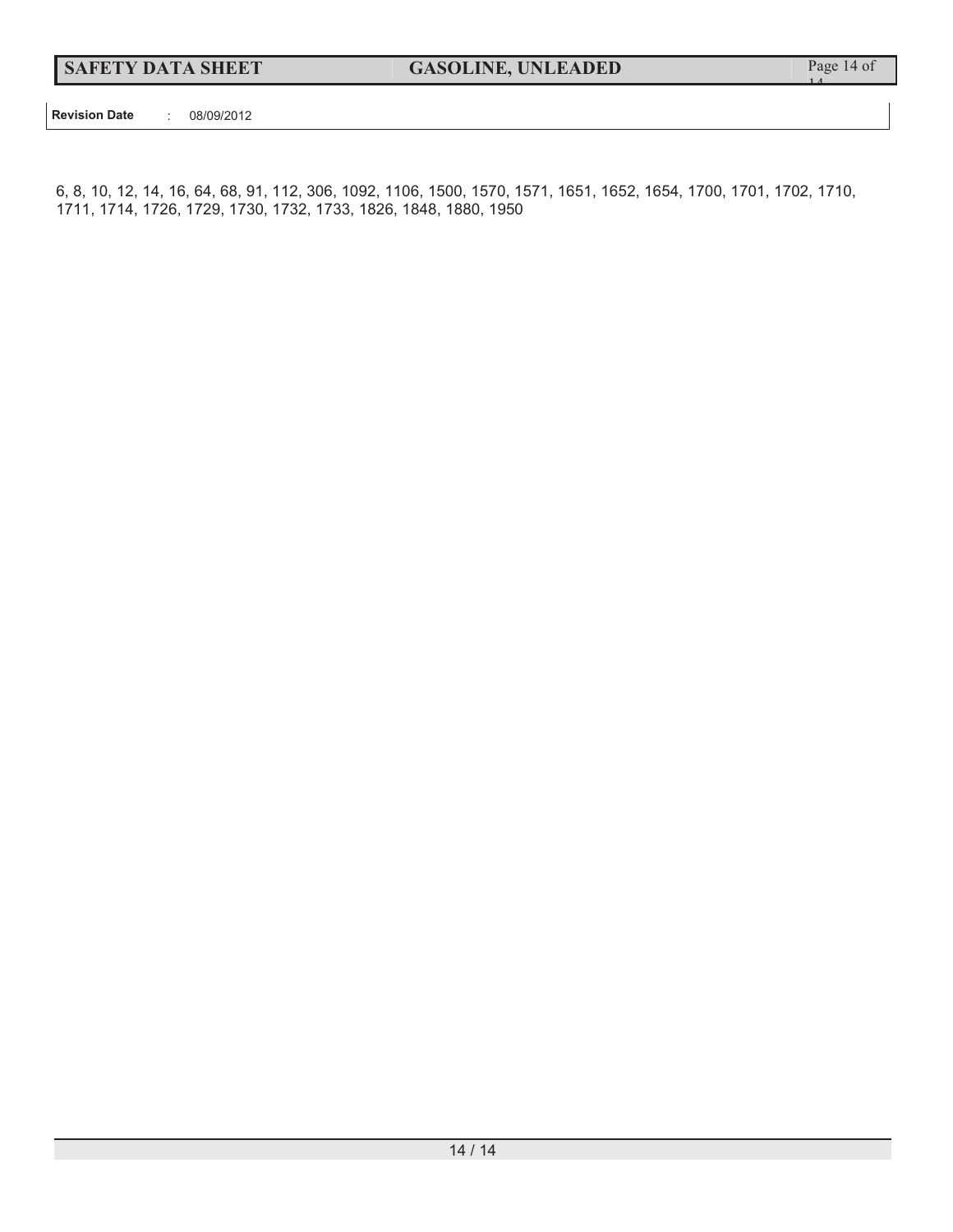6, 8, 10, 12, 14, 16, 64, 68, 91, 112, 306, 1092, 1106, 1500, 1570, 1571, 1651, 1652, 1654, 1700, 1701, 1702, 1710, 1711, 1714, 1726, 1729, 1730, 1732, 1733, 1826, 1848, 1880, 1950